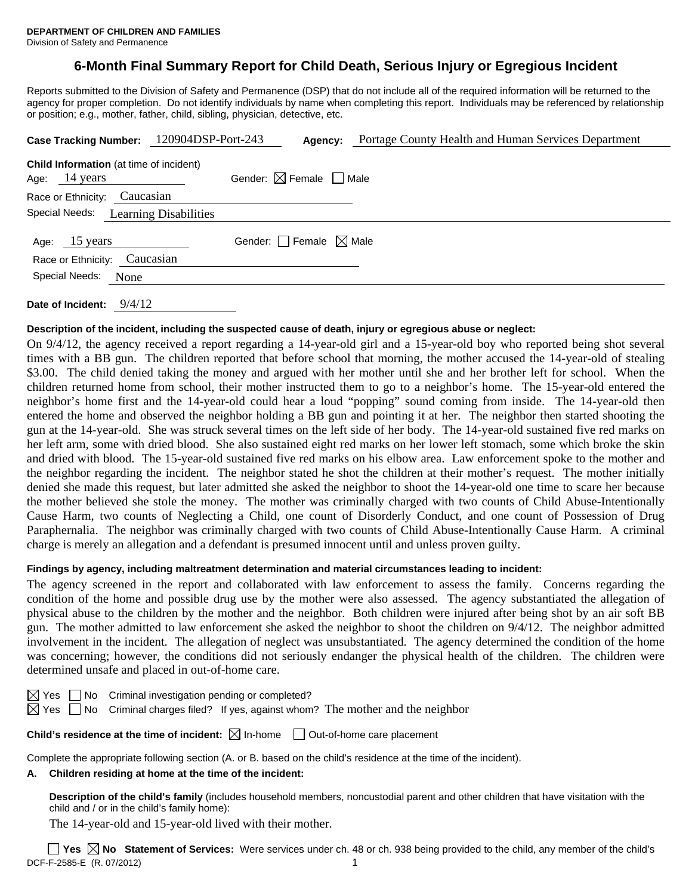**DEPARTMENT OF CHILDREN AND FAMILIES**
Division of Safety and Permanence

# 6-Month Final Summary Report for Child Death, Serious Injury or Egregious Incident

Reports submitted to the Division of Safety and Permanence (DSP) that do not include all of the required information will be returned to the agency for proper completion. Do not identify individuals by name when completing this report. Individuals may be referenced by relationship or position; e.g., mother, father, child, sibling, physician, detective, etc.

**Case Tracking Number:** 120904DSP-Port-243 **Agency:** Portage County Health and Human Services Department

**Child Information** (at time of incident)

Age: 14 years Gender: ☒ Female ☐ Male

Race or Ethnicity: Caucasian

Special Needs: Learning Disabilities

Age: 15 years Gender: ☐ Female ☒ Male

Race or Ethnicity: Caucasian

Special Needs: None

**Date of Incident:** 9/4/12

**Description of the incident, including the suspected cause of death, injury or egregious abuse or neglect:**

On 9/4/12, the agency received a report regarding a 14-year-old girl and a 15-year-old boy who reported being shot several times with a BB gun. The children reported that before school that morning, the mother accused the 14-year-old of stealing $3.00. The child denied taking the money and argued with her mother until she and her brother left for school. When the children returned home from school, their mother instructed them to go to a neighbor's home. The 15-year-old entered the neighbor's home first and the 14-year-old could hear a loud "popping" sound coming from inside. The 14-year-old then entered the home and observed the neighbor holding a BB gun and pointing it at her. The neighbor then started shooting the gun at the 14-year-old. She was struck several times on the left side of her body. The 14-year-old sustained five red marks on her left arm, some with dried blood. She also sustained eight red marks on her lower left stomach, some which broke the skin and dried with blood. The 15-year-old sustained five red marks on his elbow area. Law enforcement spoke to the mother and the neighbor regarding the incident. The neighbor stated he shot the children at their mother's request. The mother initially denied she made this request, but later admitted she asked the neighbor to shoot the 14-year-old one time to scare her because the mother believed she stole the money. The mother was criminally charged with two counts of Child Abuse-Intentionally Cause Harm, two counts of Neglecting a Child, one count of Disorderly Conduct, and one count of Possession of Drug Paraphernalia. The neighbor was criminally charged with two counts of Child Abuse-Intentionally Cause Harm. A criminal charge is merely an allegation and a defendant is presumed innocent until and unless proven guilty.

**Findings by agency, including maltreatment determination and material circumstances leading to incident:**

The agency screened in the report and collaborated with law enforcement to assess the family. Concerns regarding the condition of the home and possible drug use by the mother were also assessed. The agency substantiated the allegation of physical abuse to the children by the mother and the neighbor. Both children were injured after being shot by an air soft BB gun. The mother admitted to law enforcement she asked the neighbor to shoot the children on 9/4/12. The neighbor admitted involvement in the incident. The allegation of neglect was unsubstantiated. The agency determined the condition of the home was concerning; however, the conditions did not seriously endanger the physical health of the children. The children were determined unsafe and placed in out-of-home care.

☒ Yes ☐ No Criminal investigation pending or completed?

☒ Yes ☐ No Criminal charges filed? If yes, against whom? The mother and the neighbor

**Child's residence at the time of incident:** ☒ In-home ☐ Out-of-home care placement

Complete the appropriate following section (A. or B. based on the child's residence at the time of the incident).

**A. Children residing at home at the time of the incident:**

**Description of the child's family** (includes household members, noncustodial parent and other children that have visitation with the child and / or in the child's family home):

The 14-year-old and 15-year-old lived with their mother.

☐ **Yes** ☒ **No Statement of Services:** Were services under ch. 48 or ch. 938 being provided to the child, any member of the child's

DCF-F-2585-E (R. 07/2012)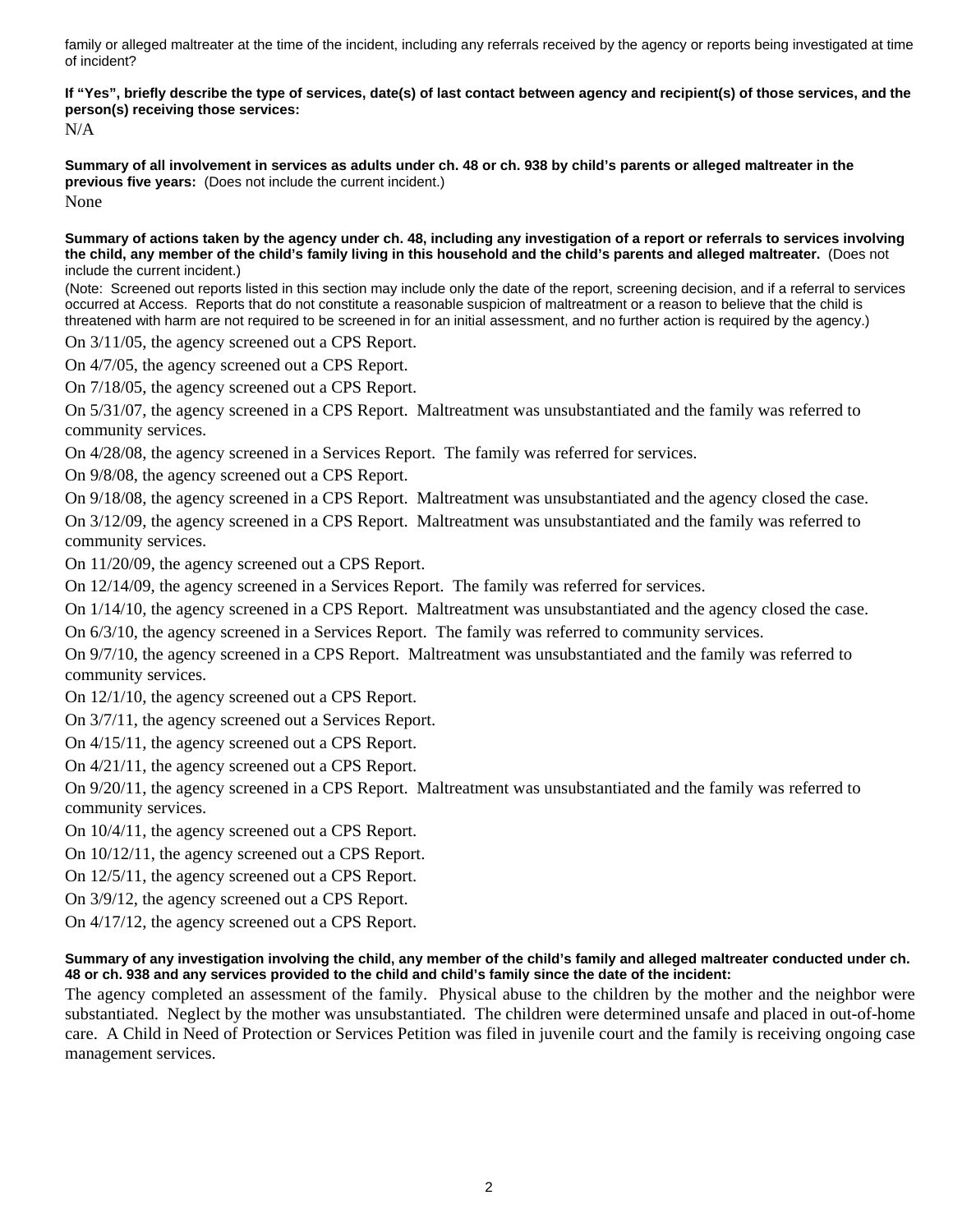family or alleged maltreater at the time of the incident, including any referrals received by the agency or reports being investigated at time of incident?

**If "Yes", briefly describe the type of services, date(s) of last contact between agency and recipient(s) of those services, and the person(s) receiving those services:**

N/A

**Summary of all involvement in services as adults under ch. 48 or ch. 938 by child's parents or alleged maltreater in the previous five years:** (Does not include the current incident.)

None

**Summary of actions taken by the agency under ch. 48, including any investigation of a report or referrals to services involving the child, any member of the child's family living in this household and the child's parents and alleged maltreater.** (Does not include the current incident.)

(Note: Screened out reports listed in this section may include only the date of the report, screening decision, and if a referral to services occurred at Access. Reports that do not constitute a reasonable suspicion of maltreatment or a reason to believe that the child is threatened with harm are not required to be screened in for an initial assessment, and no further action is required by the agency.)

On 3/11/05, the agency screened out a CPS Report.

On 4/7/05, the agency screened out a CPS Report.

On 7/18/05, the agency screened out a CPS Report.

On 5/31/07, the agency screened in a CPS Report. Maltreatment was unsubstantiated and the family was referred to community services.

On 4/28/08, the agency screened in a Services Report. The family was referred for services.

On 9/8/08, the agency screened out a CPS Report.

On 9/18/08, the agency screened in a CPS Report. Maltreatment was unsubstantiated and the agency closed the case.

On 3/12/09, the agency screened in a CPS Report. Maltreatment was unsubstantiated and the family was referred to community services.

On 11/20/09, the agency screened out a CPS Report.

On 12/14/09, the agency screened in a Services Report. The family was referred for services.

On 1/14/10, the agency screened in a CPS Report. Maltreatment was unsubstantiated and the agency closed the case.

On 6/3/10, the agency screened in a Services Report. The family was referred to community services.

On 9/7/10, the agency screened in a CPS Report. Maltreatment was unsubstantiated and the family was referred to community services.

On 12/1/10, the agency screened out a CPS Report.

On 3/7/11, the agency screened out a Services Report.

On 4/15/11, the agency screened out a CPS Report.

On 4/21/11, the agency screened out a CPS Report.

On 9/20/11, the agency screened in a CPS Report. Maltreatment was unsubstantiated and the family was referred to community services.

On 10/4/11, the agency screened out a CPS Report.

On 10/12/11, the agency screened out a CPS Report.

On 12/5/11, the agency screened out a CPS Report.

On 3/9/12, the agency screened out a CPS Report.

On 4/17/12, the agency screened out a CPS Report.

**Summary of any investigation involving the child, any member of the child's family and alleged maltreater conducted under ch. 48 or ch. 938 and any services provided to the child and child's family since the date of the incident:**

The agency completed an assessment of the family. Physical abuse to the children by the mother and the neighbor were substantiated. Neglect by the mother was unsubstantiated. The children were determined unsafe and placed in out-of-home care. A Child in Need of Protection or Services Petition was filed in juvenile court and the family is receiving ongoing case management services.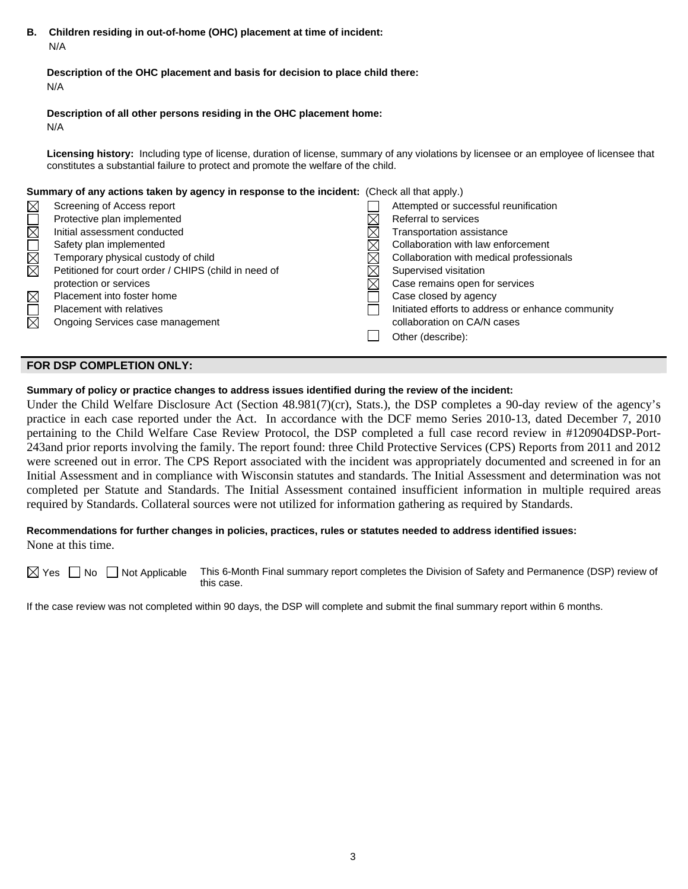**B. Children residing in out-of-home (OHC) placement at time of incident:**
N/A

**Description of the OHC placement and basis for decision to place child there:**
N/A

**Description of all other persons residing in the OHC placement home:**
N/A

**Licensing history:** Including type of license, duration of license, summary of any violations by licensee or an employee of licensee that constitutes a substantial failure to protect and promote the welfare of the child.

**Summary of any actions taken by agency in response to the incident:** (Check all that apply.)

- ☒ Screening of Access report
- ☐ Protective plan implemented
- ☒ Initial assessment conducted
- ☐ Safety plan implemented
- ☒ Temporary physical custody of child
- ☒ Petitioned for court order / CHIPS (child in need of protection or services
- ☒ Placement into foster home
- ☐ Placement with relatives
- ☒ Ongoing Services case management
- ☐ Attempted or successful reunification
- ☒ Referral to services
- ☒ Transportation assistance
- ☒ Collaboration with law enforcement
- ☒ Collaboration with medical professionals
- ☒ Supervised visitation
- ☒ Case remains open for services
- ☐ Case closed by agency
- ☐ Initiated efforts to address or enhance community collaboration on CA/N cases
- ☐ Other (describe):

## FOR DSP COMPLETION ONLY:

**Summary of policy or practice changes to address issues identified during the review of the incident:**

Under the Child Welfare Disclosure Act (Section 48.981(7)(cr), Stats.), the DSP completes a 90-day review of the agency's practice in each case reported under the Act. In accordance with the DCF memo Series 2010-13, dated December 7, 2010 pertaining to the Child Welfare Case Review Protocol, the DSP completed a full case record review in #120904DSP-Port-243and prior reports involving the family. The report found: three Child Protective Services (CPS) Reports from 2011 and 2012 were screened out in error. The CPS Report associated with the incident was appropriately documented and screened in for an Initial Assessment and in compliance with Wisconsin statutes and standards. The Initial Assessment and determination was not completed per Statute and Standards. The Initial Assessment contained insufficient information in multiple required areas required by Standards. Collateral sources were not utilized for information gathering as required by Standards.

**Recommendations for further changes in policies, practices, rules or statutes needed to address identified issues:**

None at this time.

☒ Yes ☐ No ☐ Not Applicable This 6-Month Final summary report completes the Division of Safety and Permanence (DSP) review of this case.

If the case review was not completed within 90 days, the DSP will complete and submit the final summary report within 6 months.